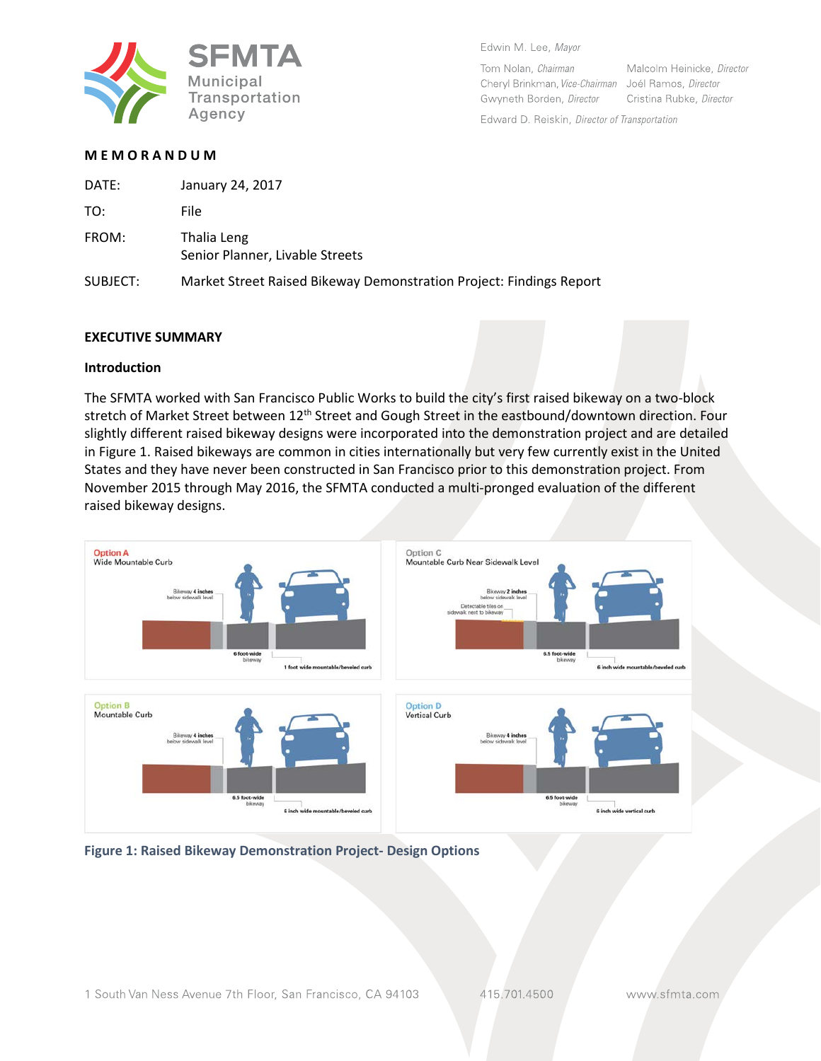Edwin M. Lee, *Mayor*

Tom Nolan, *Chairman*
Cheryl Brinkman, *Vice-Chairman*
Gwyneth Borden, *Director*
Malcolm Heinicke, *Director*
Joél Ramos, *Director*
Cristina Rubke, *Director*

Edward D. Reiskin, *Director of Transportation*

**MEMORANDUM**

| | |
|---|---|
| DATE: | January 24, 2017 |
| TO: | File |
| FROM: | Thalia Leng<br>Senior Planner, Livable Streets |
| SUBJECT: | Market Street Raised Bikeway Demonstration Project: Findings Report |

## EXECUTIVE SUMMARY

### Introduction

The SFMTA worked with San Francisco Public Works to build the city's first raised bikeway on a two-block stretch of Market Street between 12th Street and Gough Street in the eastbound/downtown direction. Four slightly different raised bikeway designs were incorporated into the demonstration project and are detailed in Figure 1. Raised bikeways are common in cities internationally but very few currently exist in the United States and they have never been constructed in San Francisco prior to this demonstration project. From November 2015 through May 2016, the SFMTA conducted a multi-pronged evaluation of the different raised bikeway designs.

**Option A**
Wide Mountable Curb
Bikeway 4 inches below sidewalk level
6 foot-wide bikeway
1 foot wide mountable/beveled curb

**Option C**
Mountable Curb Near Sidewalk Level
Bikeway 2 inches below sidewalk level
Detectable tiles on sidewalk next to bikeway
6.5 foot-wide bikeway
6 inch wide mountable/beveled curb

**Option B**
Mountable Curb
Bikeway 4 inches below sidewalk level
6.5 foot-wide bikeway
6 inch wide mountable/beveled curb

**Option D**
Vertical Curb
Bikeway 4 inches below sidewalk level
6.5 foot-wide bikeway
6 inch wide vertical curb

**Figure 1: Raised Bikeway Demonstration Project- Design Options**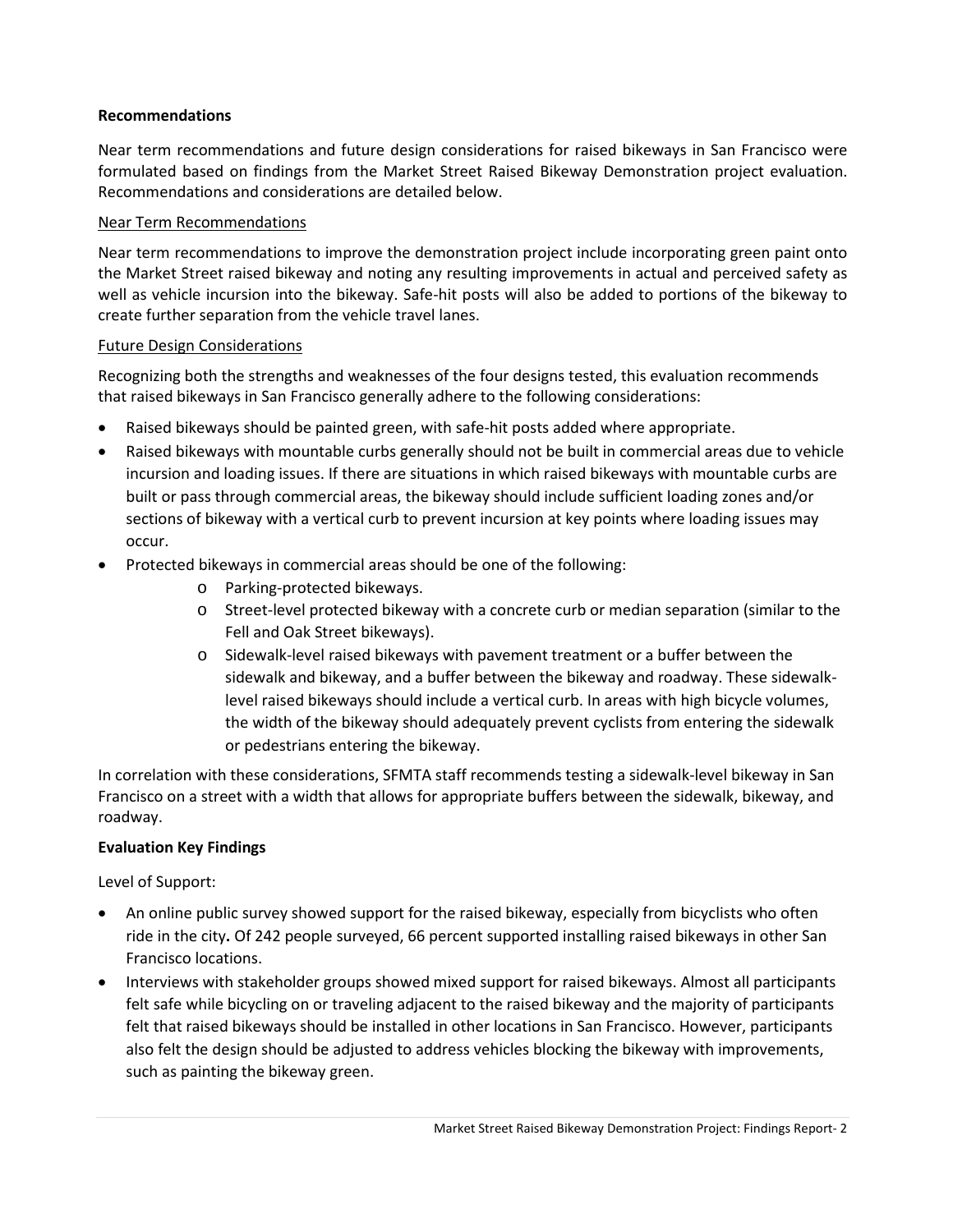**Recommendations**

Near term recommendations and future design considerations for raised bikeways in San Francisco were formulated based on findings from the Market Street Raised Bikeway Demonstration project evaluation. Recommendations and considerations are detailed below.

Near Term Recommendations

Near term recommendations to improve the demonstration project include incorporating green paint onto the Market Street raised bikeway and noting any resulting improvements in actual and perceived safety as well as vehicle incursion into the bikeway. Safe-hit posts will also be added to portions of the bikeway to create further separation from the vehicle travel lanes.

Future Design Considerations

Recognizing both the strengths and weaknesses of the four designs tested, this evaluation recommends that raised bikeways in San Francisco generally adhere to the following considerations:

- Raised bikeways should be painted green, with safe-hit posts added where appropriate.
- Raised bikeways with mountable curbs generally should not be built in commercial areas due to vehicle incursion and loading issues. If there are situations in which raised bikeways with mountable curbs are built or pass through commercial areas, the bikeway should include sufficient loading zones and/or sections of bikeway with a vertical curb to prevent incursion at key points where loading issues may occur.
- Protected bikeways in commercial areas should be one of the following:
    - Parking-protected bikeways.
    - Street-level protected bikeway with a concrete curb or median separation (similar to the Fell and Oak Street bikeways).
    - Sidewalk-level raised bikeways with pavement treatment or a buffer between the sidewalk and bikeway, and a buffer between the bikeway and roadway. These sidewalk-level raised bikeways should include a vertical curb. In areas with high bicycle volumes, the width of the bikeway should adequately prevent cyclists from entering the sidewalk or pedestrians entering the bikeway.

In correlation with these considerations, SFMTA staff recommends testing a sidewalk-level bikeway in San Francisco on a street with a width that allows for appropriate buffers between the sidewalk, bikeway, and roadway.

**Evaluation Key Findings**

Level of Support:

- An online public survey showed support for the raised bikeway, especially from bicyclists who often ride in the city**.** Of 242 people surveyed, 66 percent supported installing raised bikeways in other San Francisco locations.
- Interviews with stakeholder groups showed mixed support for raised bikeways. Almost all participants felt safe while bicycling on or traveling adjacent to the raised bikeway and the majority of participants felt that raised bikeways should be installed in other locations in San Francisco. However, participants also felt the design should be adjusted to address vehicles blocking the bikeway with improvements, such as painting the bikeway green.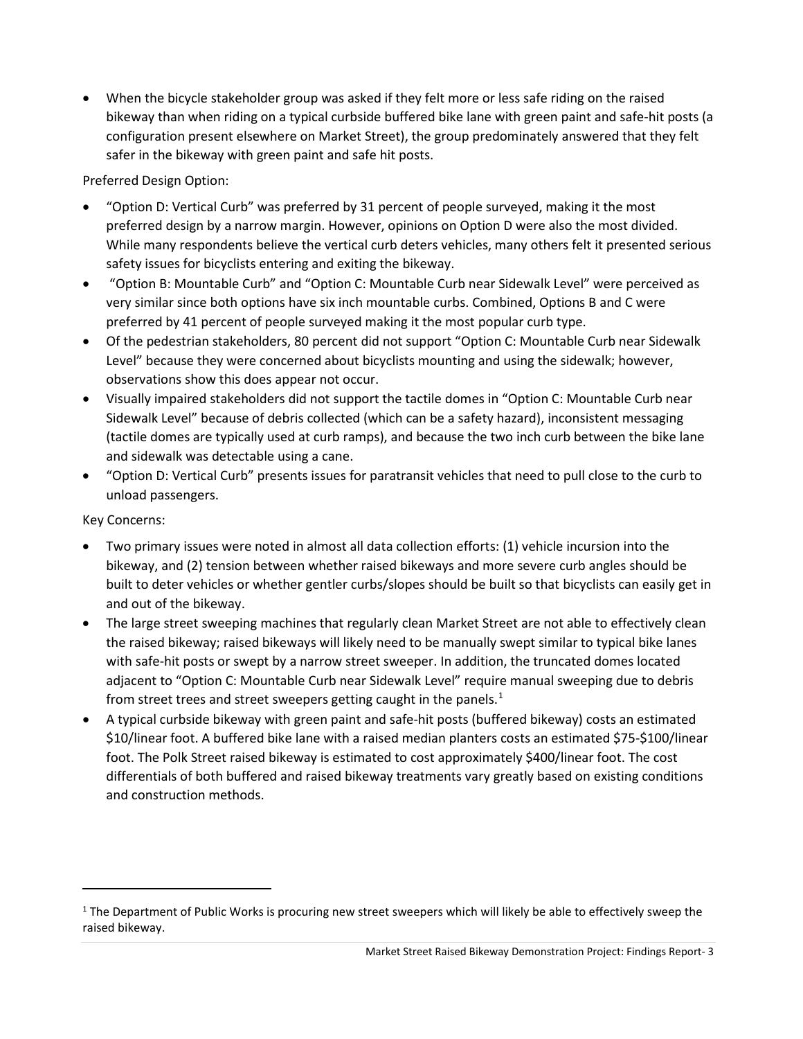- When the bicycle stakeholder group was asked if they felt more or less safe riding on the raised bikeway than when riding on a typical curbside buffered bike lane with green paint and safe-hit posts (a configuration present elsewhere on Market Street), the group predominately answered that they felt safer in the bikeway with green paint and safe hit posts.

Preferred Design Option:

- "Option D: Vertical Curb" was preferred by 31 percent of people surveyed, making it the most preferred design by a narrow margin. However, opinions on Option D were also the most divided. While many respondents believe the vertical curb deters vehicles, many others felt it presented serious safety issues for bicyclists entering and exiting the bikeway.
- "Option B: Mountable Curb" and "Option C: Mountable Curb near Sidewalk Level" were perceived as very similar since both options have six inch mountable curbs. Combined, Options B and C were preferred by 41 percent of people surveyed making it the most popular curb type.
- Of the pedestrian stakeholders, 80 percent did not support "Option C: Mountable Curb near Sidewalk Level" because they were concerned about bicyclists mounting and using the sidewalk; however, observations show this does appear not occur.
- Visually impaired stakeholders did not support the tactile domes in "Option C: Mountable Curb near Sidewalk Level" because of debris collected (which can be a safety hazard), inconsistent messaging (tactile domes are typically used at curb ramps), and because the two inch curb between the bike lane and sidewalk was detectable using a cane.
- "Option D: Vertical Curb" presents issues for paratransit vehicles that need to pull close to the curb to unload passengers.

Key Concerns:

- Two primary issues were noted in almost all data collection efforts: (1) vehicle incursion into the bikeway, and (2) tension between whether raised bikeways and more severe curb angles should be built to deter vehicles or whether gentler curbs/slopes should be built so that bicyclists can easily get in and out of the bikeway.
- The large street sweeping machines that regularly clean Market Street are not able to effectively clean the raised bikeway; raised bikeways will likely need to be manually swept similar to typical bike lanes with safe-hit posts or swept by a narrow street sweeper. In addition, the truncated domes located adjacent to "Option C: Mountable Curb near Sidewalk Level" require manual sweeping due to debris from street trees and street sweepers getting caught in the panels.[1]
- A typical curbside bikeway with green paint and safe-hit posts (buffered bikeway) costs an estimated \$10/linear foot. A buffered bike lane with a raised median planters costs an estimated \$75-\$100/linear foot. The Polk Street raised bikeway is estimated to cost approximately \$400/linear foot. The cost differentials of both buffered and raised bikeway treatments vary greatly based on existing conditions and construction methods.

---

[1] The Department of Public Works is procuring new street sweepers which will likely be able to effectively sweep the raised bikeway.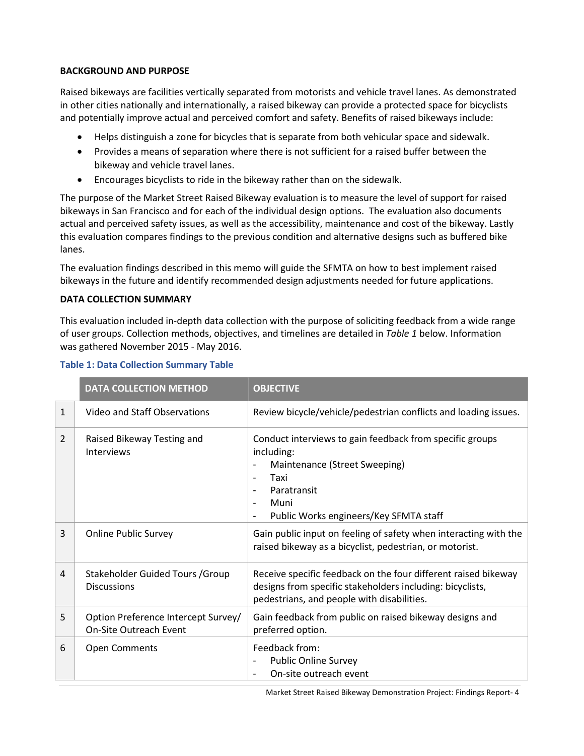## BACKGROUND AND PURPOSE

Raised bikeways are facilities vertically separated from motorists and vehicle travel lanes. As demonstrated in other cities nationally and internationally, a raised bikeway can provide a protected space for bicyclists and potentially improve actual and perceived comfort and safety. Benefits of raised bikeways include:

- Helps distinguish a zone for bicycles that is separate from both vehicular space and sidewalk.
- Provides a means of separation where there is not sufficient for a raised buffer between the bikeway and vehicle travel lanes.
- Encourages bicyclists to ride in the bikeway rather than on the sidewalk.

The purpose of the Market Street Raised Bikeway evaluation is to measure the level of support for raised bikeways in San Francisco and for each of the individual design options. The evaluation also documents actual and perceived safety issues, as well as the accessibility, maintenance and cost of the bikeway. Lastly this evaluation compares findings to the previous condition and alternative designs such as buffered bike lanes.

The evaluation findings described in this memo will guide the SFMTA on how to best implement raised bikeways in the future and identify recommended design adjustments needed for future applications.

## DATA COLLECTION SUMMARY

This evaluation included in-depth data collection with the purpose of soliciting feedback from a wide range of user groups. Collection methods, objectives, and timelines are detailed in *Table 1* below. Information was gathered November 2015 - May 2016.

**Table 1: Data Collection Summary Table**

| | DATA COLLECTION METHOD | OBJECTIVE |
|---|---|---|
| 1 | Video and Staff Observations | Review bicycle/vehicle/pedestrian conflicts and loading issues. |
| 2 | Raised Bikeway Testing and Interviews | Conduct interviews to gain feedback from specific groups including:<br>- Maintenance (Street Sweeping)<br>- Taxi<br>- Paratransit<br>- Muni<br>- Public Works engineers/Key SFMTA staff |
| 3 | Online Public Survey | Gain public input on feeling of safety when interacting with the raised bikeway as a bicyclist, pedestrian, or motorist. |
| 4 | Stakeholder Guided Tours /Group Discussions | Receive specific feedback on the four different raised bikeway designs from specific stakeholders including: bicyclists, pedestrians, and people with disabilities. |
| 5 | Option Preference Intercept Survey/ On-Site Outreach Event | Gain feedback from public on raised bikeway designs and preferred option. |
| 6 | Open Comments | Feedback from:<br>- Public Online Survey<br>- On-site outreach event |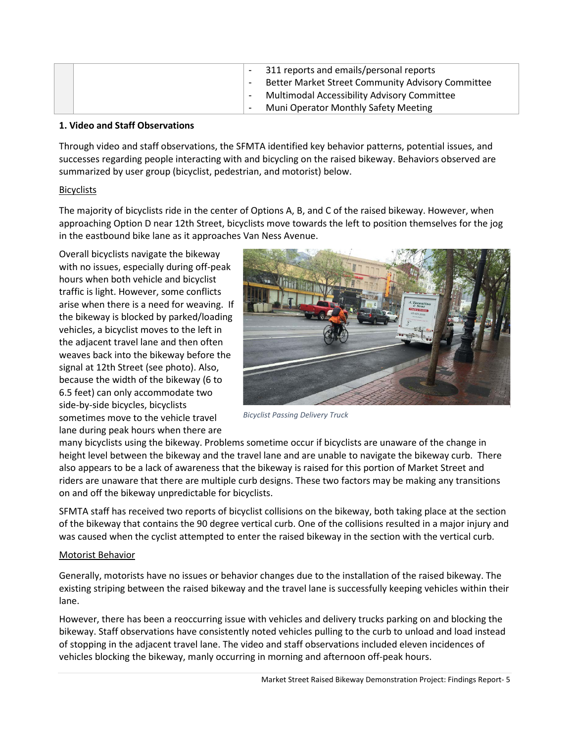| | | - 311 reports and emails/personal reports<br>- Better Market Street Community Advisory Committee<br>- Multimodal Accessibility Advisory Committee<br>- Muni Operator Monthly Safety Meeting |
|---|---|---|

**1. Video and Staff Observations**

Through video and staff observations, the SFMTA identified key behavior patterns, potential issues, and successes regarding people interacting with and bicycling on the raised bikeway. Behaviors observed are summarized by user group (bicyclist, pedestrian, and motorist) below.

Bicyclists

The majority of bicyclists ride in the center of Options A, B, and C of the raised bikeway. However, when approaching Option D near 12th Street, bicyclists move towards the left to position themselves for the jog in the eastbound bike lane as it approaches Van Ness Avenue.

Overall bicyclists navigate the bikeway with no issues, especially during off-peak hours when both vehicle and bicyclist traffic is light. However, some conflicts arise when there is a need for weaving. If the bikeway is blocked by parked/loading vehicles, a bicyclist moves to the left in the adjacent travel lane and then often weaves back into the bikeway before the signal at 12th Street (see photo). Also, because the width of the bikeway (6 to 6.5 feet) can only accommodate two side-by-side bicycles, bicyclists sometimes move to the vehicle travel lane during peak hours when there are many bicyclists using the bikeway. Problems sometime occur if bicyclists are unaware of the change in height level between the bikeway and the travel lane and are unable to navigate the bikeway curb. There also appears to be a lack of awareness that the bikeway is raised for this portion of Market Street and riders are unaware that there are multiple curb designs. These two factors may be making any transitions on and off the bikeway unpredictable for bicyclists.

*Bicyclist Passing Delivery Truck*

SFMTA staff has received two reports of bicyclist collisions on the bikeway, both taking place at the section of the bikeway that contains the 90 degree vertical curb. One of the collisions resulted in a major injury and was caused when the cyclist attempted to enter the raised bikeway in the section with the vertical curb.

Motorist Behavior

Generally, motorists have no issues or behavior changes due to the installation of the raised bikeway. The existing striping between the raised bikeway and the travel lane is successfully keeping vehicles within their lane.

However, there has been a reoccurring issue with vehicles and delivery trucks parking on and blocking the bikeway. Staff observations have consistently noted vehicles pulling to the curb to unload and load instead of stopping in the adjacent travel lane. The video and staff observations included eleven incidences of vehicles blocking the bikeway, manly occurring in morning and afternoon off-peak hours.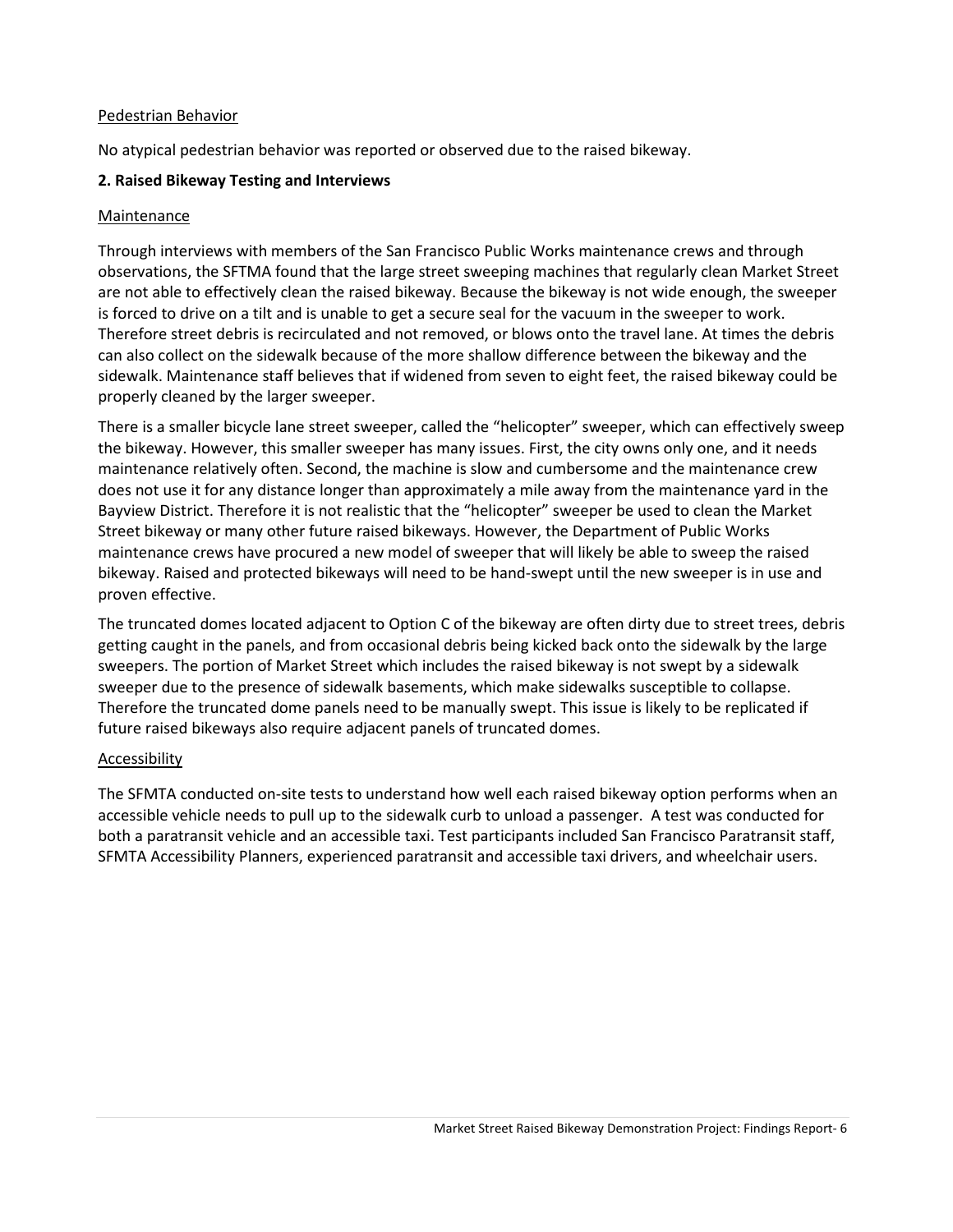Pedestrian Behavior

No atypical pedestrian behavior was reported or observed due to the raised bikeway.

**2. Raised Bikeway Testing and Interviews**

Maintenance

Through interviews with members of the San Francisco Public Works maintenance crews and through observations, the SFTMA found that the large street sweeping machines that regularly clean Market Street are not able to effectively clean the raised bikeway. Because the bikeway is not wide enough, the sweeper is forced to drive on a tilt and is unable to get a secure seal for the vacuum in the sweeper to work. Therefore street debris is recirculated and not removed, or blows onto the travel lane. At times the debris can also collect on the sidewalk because of the more shallow difference between the bikeway and the sidewalk. Maintenance staff believes that if widened from seven to eight feet, the raised bikeway could be properly cleaned by the larger sweeper.

There is a smaller bicycle lane street sweeper, called the "helicopter" sweeper, which can effectively sweep the bikeway. However, this smaller sweeper has many issues. First, the city owns only one, and it needs maintenance relatively often. Second, the machine is slow and cumbersome and the maintenance crew does not use it for any distance longer than approximately a mile away from the maintenance yard in the Bayview District. Therefore it is not realistic that the "helicopter" sweeper be used to clean the Market Street bikeway or many other future raised bikeways. However, the Department of Public Works maintenance crews have procured a new model of sweeper that will likely be able to sweep the raised bikeway. Raised and protected bikeways will need to be hand-swept until the new sweeper is in use and proven effective.

The truncated domes located adjacent to Option C of the bikeway are often dirty due to street trees, debris getting caught in the panels, and from occasional debris being kicked back onto the sidewalk by the large sweepers. The portion of Market Street which includes the raised bikeway is not swept by a sidewalk sweeper due to the presence of sidewalk basements, which make sidewalks susceptible to collapse. Therefore the truncated dome panels need to be manually swept. This issue is likely to be replicated if future raised bikeways also require adjacent panels of truncated domes.

Accessibility

The SFMTA conducted on-site tests to understand how well each raised bikeway option performs when an accessible vehicle needs to pull up to the sidewalk curb to unload a passenger. A test was conducted for both a paratransit vehicle and an accessible taxi. Test participants included San Francisco Paratransit staff, SFMTA Accessibility Planners, experienced paratransit and accessible taxi drivers, and wheelchair users.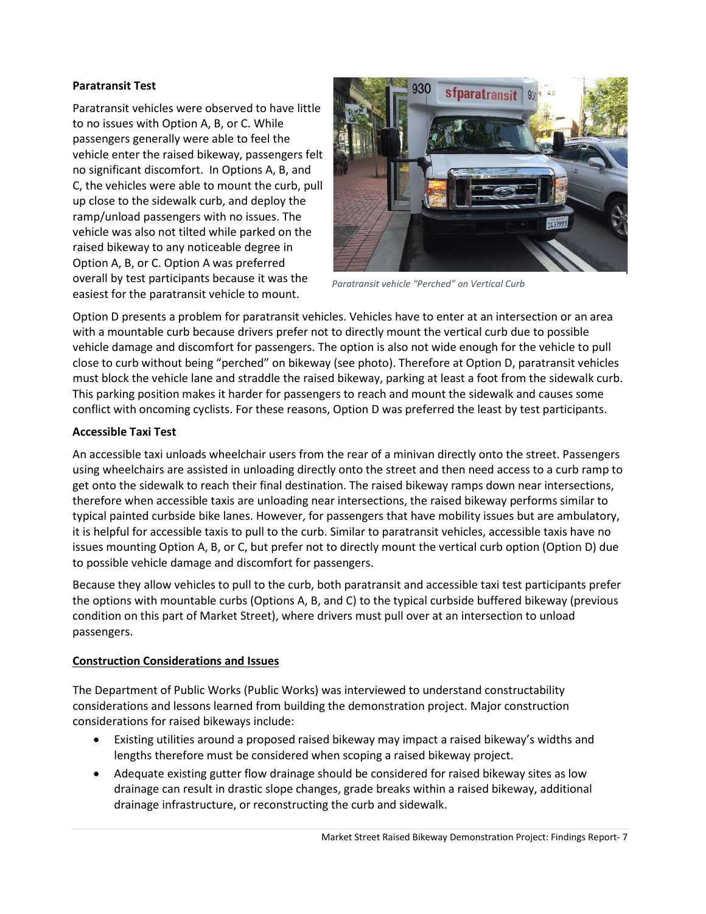**Paratransit Test**

Paratransit vehicles were observed to have little to no issues with Option A, B, or C. While passengers generally were able to feel the vehicle enter the raised bikeway, passengers felt no significant discomfort. In Options A, B, and C, the vehicles were able to mount the curb, pull up close to the sidewalk curb, and deploy the ramp/unload passengers with no issues. The vehicle was also not tilted while parked on the raised bikeway to any noticeable degree in Option A, B, or C. Option A was preferred overall by test participants because it was the easiest for the paratransit vehicle to mount.

*Paratransit vehicle "Perched" on Vertical Curb*

Option D presents a problem for paratransit vehicles. Vehicles have to enter at an intersection or an area with a mountable curb because drivers prefer not to directly mount the vertical curb due to possible vehicle damage and discomfort for passengers. The option is also not wide enough for the vehicle to pull close to curb without being "perched" on bikeway (see photo). Therefore at Option D, paratransit vehicles must block the vehicle lane and straddle the raised bikeway, parking at least a foot from the sidewalk curb. This parking position makes it harder for passengers to reach and mount the sidewalk and causes some conflict with oncoming cyclists. For these reasons, Option D was preferred the least by test participants.

**Accessible Taxi Test**

An accessible taxi unloads wheelchair users from the rear of a minivan directly onto the street. Passengers using wheelchairs are assisted in unloading directly onto the street and then need access to a curb ramp to get onto the sidewalk to reach their final destination. The raised bikeway ramps down near intersections, therefore when accessible taxis are unloading near intersections, the raised bikeway performs similar to typical painted curbside bike lanes. However, for passengers that have mobility issues but are ambulatory, it is helpful for accessible taxis to pull to the curb. Similar to paratransit vehicles, accessible taxis have no issues mounting Option A, B, or C, but prefer not to directly mount the vertical curb option (Option D) due to possible vehicle damage and discomfort for passengers.

Because they allow vehicles to pull to the curb, both paratransit and accessible taxi test participants prefer the options with mountable curbs (Options A, B, and C) to the typical curbside buffered bikeway (previous condition on this part of Market Street), where drivers must pull over at an intersection to unload passengers.

## Construction Considerations and Issues

The Department of Public Works (Public Works) was interviewed to understand constructability considerations and lessons learned from building the demonstration project. Major construction considerations for raised bikeways include:

- Existing utilities around a proposed raised bikeway may impact a raised bikeway's widths and lengths therefore must be considered when scoping a raised bikeway project.
- Adequate existing gutter flow drainage should be considered for raised bikeway sites as low drainage can result in drastic slope changes, grade breaks within a raised bikeway, additional drainage infrastructure, or reconstructing the curb and sidewalk.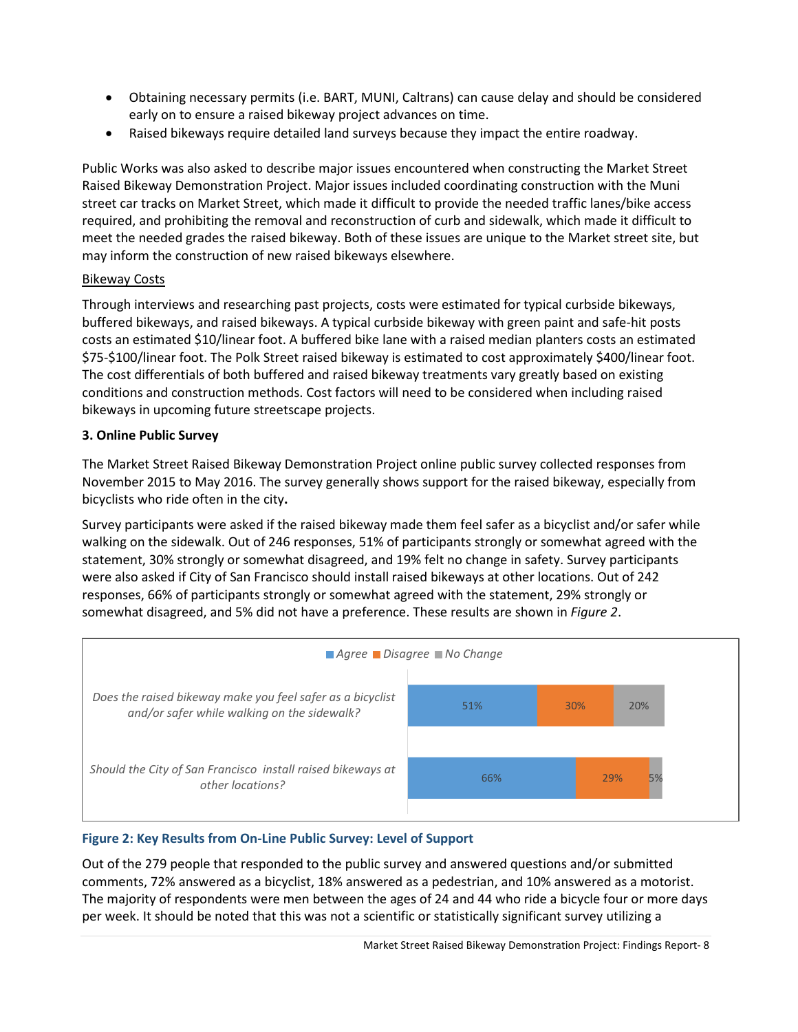- Obtaining necessary permits (i.e. BART, MUNI, Caltrans) can cause delay and should be considered early on to ensure a raised bikeway project advances on time.
- Raised bikeways require detailed land surveys because they impact the entire roadway.

Public Works was also asked to describe major issues encountered when constructing the Market Street Raised Bikeway Demonstration Project. Major issues included coordinating construction with the Muni street car tracks on Market Street, which made it difficult to provide the needed traffic lanes/bike access required, and prohibiting the removal and reconstruction of curb and sidewalk, which made it difficult to meet the needed grades the raised bikeway. Both of these issues are unique to the Market street site, but may inform the construction of new raised bikeways elsewhere.

Bikeway Costs

Through interviews and researching past projects, costs were estimated for typical curbside bikeways, buffered bikeways, and raised bikeways. A typical curbside bikeway with green paint and safe-hit posts costs an estimated $10/linear foot. A buffered bike lane with a raised median planters costs an estimated $75-$100/linear foot. The Polk Street raised bikeway is estimated to cost approximately $400/linear foot. The cost differentials of both buffered and raised bikeway treatments vary greatly based on existing conditions and construction methods. Cost factors will need to be considered when including raised bikeways in upcoming future streetscape projects.

**3. Online Public Survey**

The Market Street Raised Bikeway Demonstration Project online public survey collected responses from November 2015 to May 2016. The survey generally shows support for the raised bikeway, especially from bicyclists who ride often in the city**.**

Survey participants were asked if the raised bikeway made them feel safer as a bicyclist and/or safer while walking on the sidewalk. Out of 246 responses, 51% of participants strongly or somewhat agreed with the statement, 30% strongly or somewhat disagreed, and 19% felt no change in safety. Survey participants were also asked if City of San Francisco should install raised bikeways at other locations. Out of 242 responses, 66% of participants strongly or somewhat agreed with the statement, 29% strongly or somewhat disagreed, and 5% did not have a preference. These results are shown in *Figure 2*.

| | Agree | Disagree | No Change |
|---|---|---|---|
| *Does the raised bikeway make you feel safer as a bicyclist and/or safer while walking on the sidewalk?* | 51% | 30% | 20% |
| *Should the City of San Francisco install raised bikeways at other locations?* | 66% | 29% | 5% |

**Figure 2: Key Results from On-Line Public Survey: Level of Support**

Out of the 279 people that responded to the public survey and answered questions and/or submitted comments, 72% answered as a bicyclist, 18% answered as a pedestrian, and 10% answered as a motorist. The majority of respondents were men between the ages of 24 and 44 who ride a bicycle four or more days per week. It should be noted that this was not a scientific or statistically significant survey utilizing a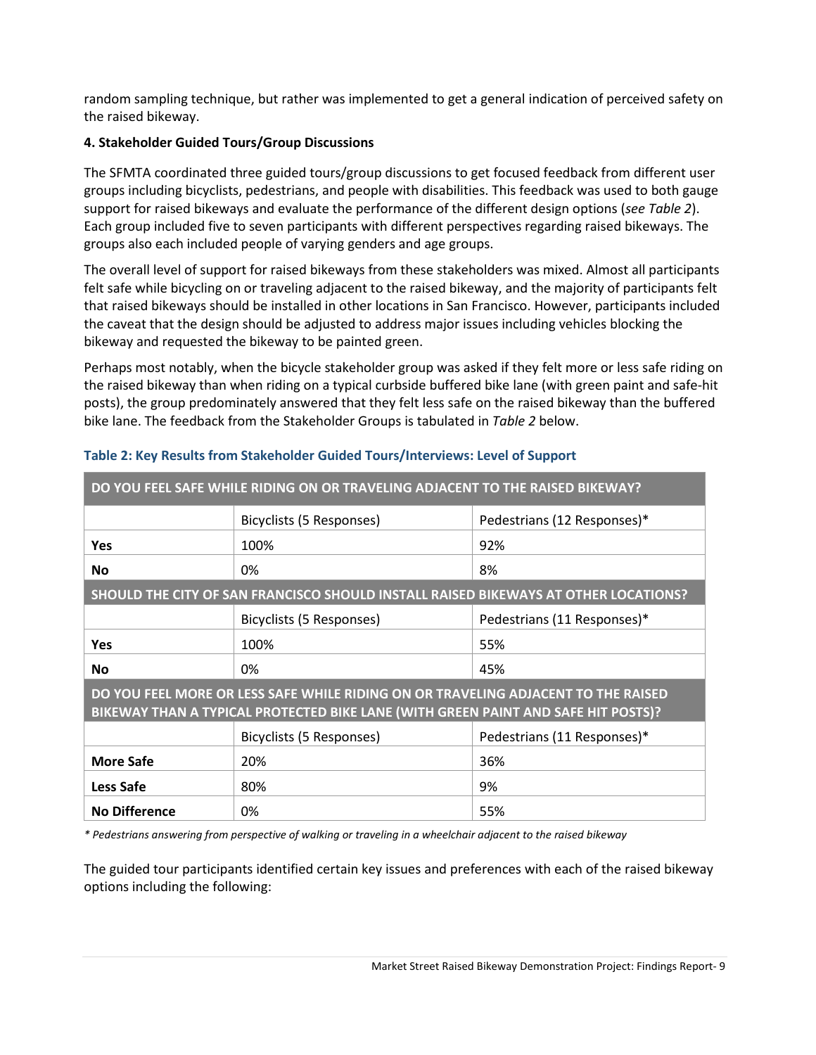random sampling technique, but rather was implemented to get a general indication of perceived safety on the raised bikeway.

**4. Stakeholder Guided Tours/Group Discussions**

The SFMTA coordinated three guided tours/group discussions to get focused feedback from different user groups including bicyclists, pedestrians, and people with disabilities. This feedback was used to both gauge support for raised bikeways and evaluate the performance of the different design options (*see Table 2*). Each group included five to seven participants with different perspectives regarding raised bikeways. The groups also each included people of varying genders and age groups.

The overall level of support for raised bikeways from these stakeholders was mixed. Almost all participants felt safe while bicycling on or traveling adjacent to the raised bikeway, and the majority of participants felt that raised bikeways should be installed in other locations in San Francisco. However, participants included the caveat that the design should be adjusted to address major issues including vehicles blocking the bikeway and requested the bikeway to be painted green.

Perhaps most notably, when the bicycle stakeholder group was asked if they felt more or less safe riding on the raised bikeway than when riding on a typical curbside buffered bike lane (with green paint and safe-hit posts), the group predominately answered that they felt less safe on the raised bikeway than the buffered bike lane. The feedback from the Stakeholder Groups is tabulated in *Table 2* below.

**Table 2: Key Results from Stakeholder Guided Tours/Interviews: Level of Support**

| DO YOU FEEL SAFE WHILE RIDING ON OR TRAVELING ADJACENT TO THE RAISED BIKEWAY? | | |
|---|---|---|
| | Bicyclists (5 Responses) | Pedestrians (12 Responses)* |
| **Yes** | 100% | 92% |
| **No** | 0% | 8% |
| **SHOULD THE CITY OF SAN FRANCISCO SHOULD INSTALL RAISED BIKEWAYS AT OTHER LOCATIONS?** | | |
| | Bicyclists (5 Responses) | Pedestrians (11 Responses)* |
| **Yes** | 100% | 55% |
| **No** | 0% | 45% |
| **DO YOU FEEL MORE OR LESS SAFE WHILE RIDING ON OR TRAVELING ADJACENT TO THE RAISED BIKEWAY THAN A TYPICAL PROTECTED BIKE LANE (WITH GREEN PAINT AND SAFE HIT POSTS)?** | | |
| | Bicyclists (5 Responses) | Pedestrians (11 Responses)* |
| **More Safe** | 20% | 36% |
| **Less Safe** | 80% | 9% |
| **No Difference** | 0% | 55% |

*\* Pedestrians answering from perspective of walking or traveling in a wheelchair adjacent to the raised bikeway*

The guided tour participants identified certain key issues and preferences with each of the raised bikeway options including the following: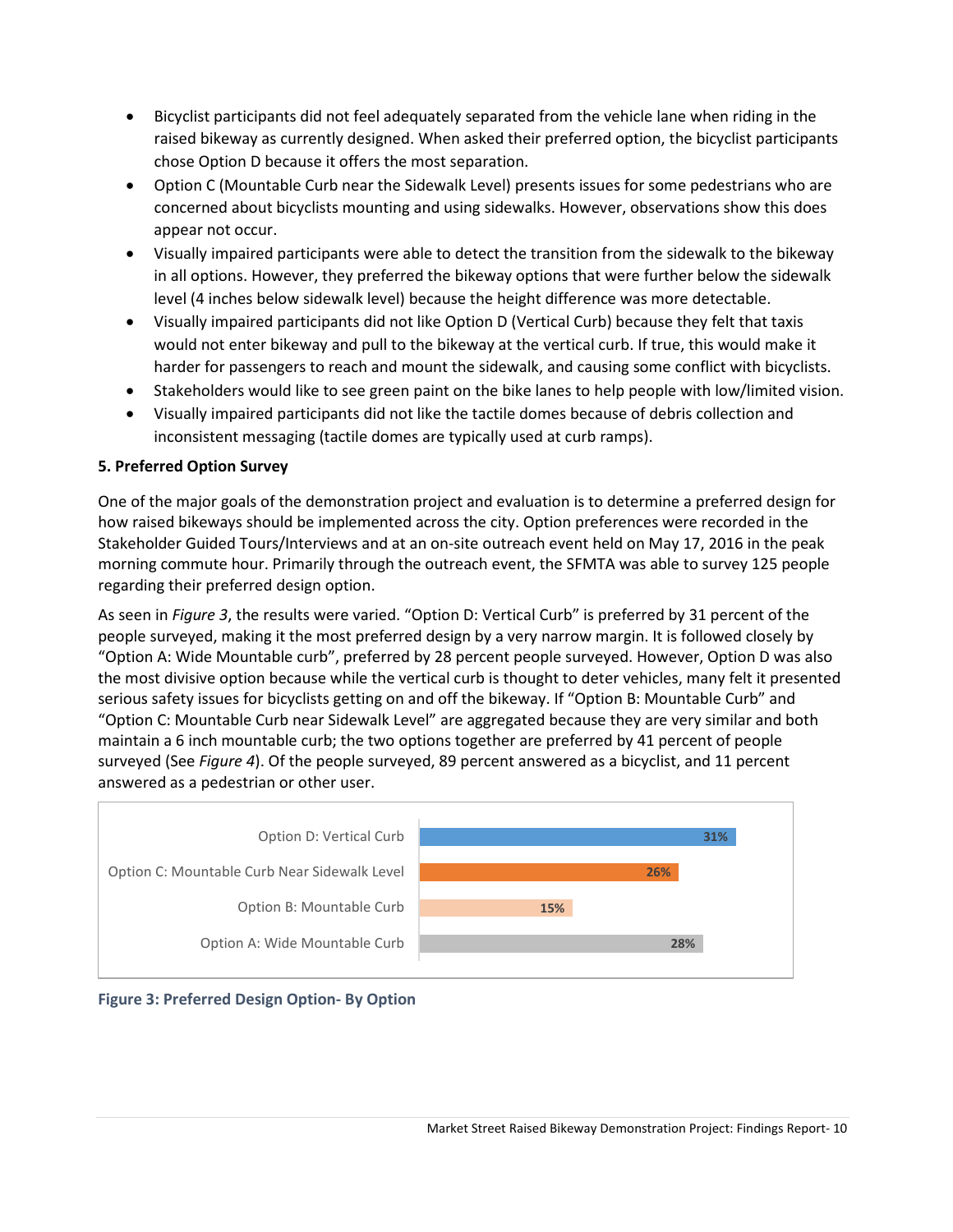- Bicyclist participants did not feel adequately separated from the vehicle lane when riding in the raised bikeway as currently designed. When asked their preferred option, the bicyclist participants chose Option D because it offers the most separation.
- Option C (Mountable Curb near the Sidewalk Level) presents issues for some pedestrians who are concerned about bicyclists mounting and using sidewalks. However, observations show this does appear not occur.
- Visually impaired participants were able to detect the transition from the sidewalk to the bikeway in all options. However, they preferred the bikeway options that were further below the sidewalk level (4 inches below sidewalk level) because the height difference was more detectable.
- Visually impaired participants did not like Option D (Vertical Curb) because they felt that taxis would not enter bikeway and pull to the bikeway at the vertical curb. If true, this would make it harder for passengers to reach and mount the sidewalk, and causing some conflict with bicyclists.
- Stakeholders would like to see green paint on the bike lanes to help people with low/limited vision.
- Visually impaired participants did not like the tactile domes because of debris collection and inconsistent messaging (tactile domes are typically used at curb ramps).

**5. Preferred Option Survey**

One of the major goals of the demonstration project and evaluation is to determine a preferred design for how raised bikeways should be implemented across the city. Option preferences were recorded in the Stakeholder Guided Tours/Interviews and at an on-site outreach event held on May 17, 2016 in the peak morning commute hour. Primarily through the outreach event, the SFMTA was able to survey 125 people regarding their preferred design option.

As seen in *Figure 3*, the results were varied. "Option D: Vertical Curb" is preferred by 31 percent of the people surveyed, making it the most preferred design by a very narrow margin. It is followed closely by "Option A: Wide Mountable curb", preferred by 28 percent people surveyed. However, Option D was also the most divisive option because while the vertical curb is thought to deter vehicles, many felt it presented serious safety issues for bicyclists getting on and off the bikeway. If "Option B: Mountable Curb" and "Option C: Mountable Curb near Sidewalk Level" are aggregated because they are very similar and both maintain a 6 inch mountable curb; the two options together are preferred by 41 percent of people surveyed (See *Figure 4*). Of the people surveyed, 89 percent answered as a bicyclist, and 11 percent answered as a pedestrian or other user.

| Option | Percent |
|---|---|
| Option D: Vertical Curb | 31% |
| Option C: Mountable Curb Near Sidewalk Level | 26% |
| Option B: Mountable Curb | 15% |
| Option A: Wide Mountable Curb | 28% |

**Figure 3: Preferred Design Option- By Option**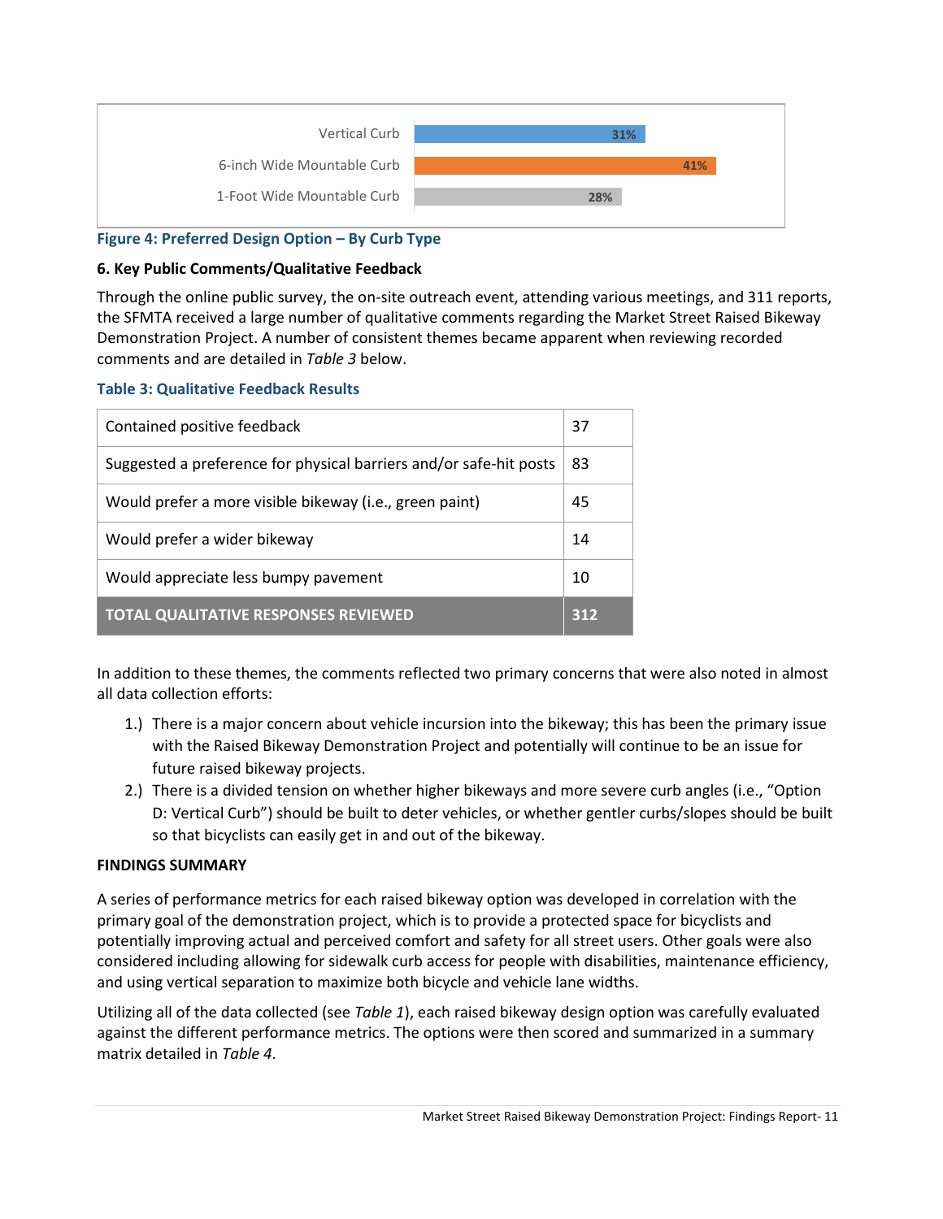| Curb Type | Percentage |
|---|---|
| Vertical Curb | 31% |
| 6-inch Wide Mountable Curb | 41% |
| 1-Foot Wide Mountable Curb | 28% |

**Figure 4: Preferred Design Option – By Curb Type**

### 6. Key Public Comments/Qualitative Feedback

Through the online public survey, the on-site outreach event, attending various meetings, and 311 reports, the SFMTA received a large number of qualitative comments regarding the Market Street Raised Bikeway Demonstration Project. A number of consistent themes became apparent when reviewing recorded comments and are detailed in *Table 3* below.

**Table 3: Qualitative Feedback Results**

| Feedback | Count |
|---|---|
| Contained positive feedback | 37 |
| Suggested a preference for physical barriers and/or safe-hit posts | 83 |
| Would prefer a more visible bikeway (i.e., green paint) | 45 |
| Would prefer a wider bikeway | 14 |
| Would appreciate less bumpy pavement | 10 |
| **TOTAL QUALITATIVE RESPONSES REVIEWED** | **312** |

In addition to these themes, the comments reflected two primary concerns that were also noted in almost all data collection efforts:

1.) There is a major concern about vehicle incursion into the bikeway; this has been the primary issue with the Raised Bikeway Demonstration Project and potentially will continue to be an issue for future raised bikeway projects.

2.) There is a divided tension on whether higher bikeways and more severe curb angles (i.e., "Option D: Vertical Curb") should be built to deter vehicles, or whether gentler curbs/slopes should be built so that bicyclists can easily get in and out of the bikeway.

## FINDINGS SUMMARY

A series of performance metrics for each raised bikeway option was developed in correlation with the primary goal of the demonstration project, which is to provide a protected space for bicyclists and potentially improving actual and perceived comfort and safety for all street users. Other goals were also considered including allowing for sidewalk curb access for people with disabilities, maintenance efficiency, and using vertical separation to maximize both bicycle and vehicle lane widths.

Utilizing all of the data collected (see *Table 1*), each raised bikeway design option was carefully evaluated against the different performance metrics. The options were then scored and summarized in a summary matrix detailed in *Table 4*.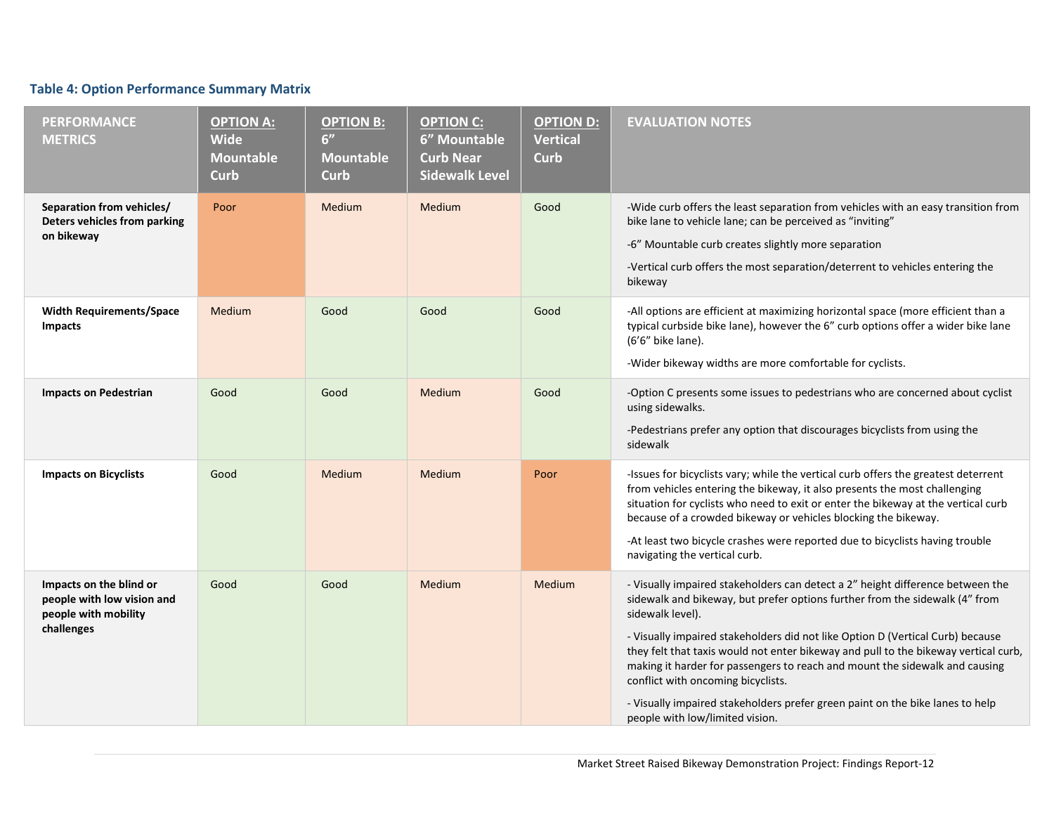### Table 4: Option Performance Summary Matrix

| PERFORMANCE METRICS | OPTION A: Wide Mountable Curb | OPTION B: 6" Mountable Curb | OPTION C: 6" Mountable Curb Near Sidewalk Level | OPTION D: Vertical Curb | EVALUATION NOTES |
|---|---|---|---|---|---|
| **Separation from vehicles/ Deters vehicles from parking on bikeway** | Poor | Medium | Medium | Good | -Wide curb offers the least separation from vehicles with an easy transition from bike lane to vehicle lane; can be perceived as "inviting"<br>-6" Mountable curb creates slightly more separation<br>-Vertical curb offers the most separation/deterrent to vehicles entering the bikeway |
| **Width Requirements/Space Impacts** | Medium | Good | Good | Good | -All options are efficient at maximizing horizontal space (more efficient than a typical curbside bike lane), however the 6" curb options offer a wider bike lane (6'6" bike lane).<br>-Wider bikeway widths are more comfortable for cyclists. |
| **Impacts on Pedestrian** | Good | Good | Medium | Good | -Option C presents some issues to pedestrians who are concerned about cyclist using sidewalks.<br>-Pedestrians prefer any option that discourages bicyclists from using the sidewalk |
| **Impacts on Bicyclists** | Good | Medium | Medium | Poor | -Issues for bicyclists vary; while the vertical curb offers the greatest deterrent from vehicles entering the bikeway, it also presents the most challenging situation for cyclists who need to exit or enter the bikeway at the vertical curb because of a crowded bikeway or vehicles blocking the bikeway.<br>-At least two bicycle crashes were reported due to bicyclists having trouble navigating the vertical curb. |
| **Impacts on the blind or people with low vision and people with mobility challenges** | Good | Good | Medium | Medium | - Visually impaired stakeholders can detect a 2" height difference between the sidewalk and bikeway, but prefer options further from the sidewalk (4" from sidewalk level).<br>- Visually impaired stakeholders did not like Option D (Vertical Curb) because they felt that taxis would not enter bikeway and pull to the bikeway vertical curb, making it harder for passengers to reach and mount the sidewalk and causing conflict with oncoming bicyclists.<br>- Visually impaired stakeholders prefer green paint on the bike lanes to help people with low/limited vision. |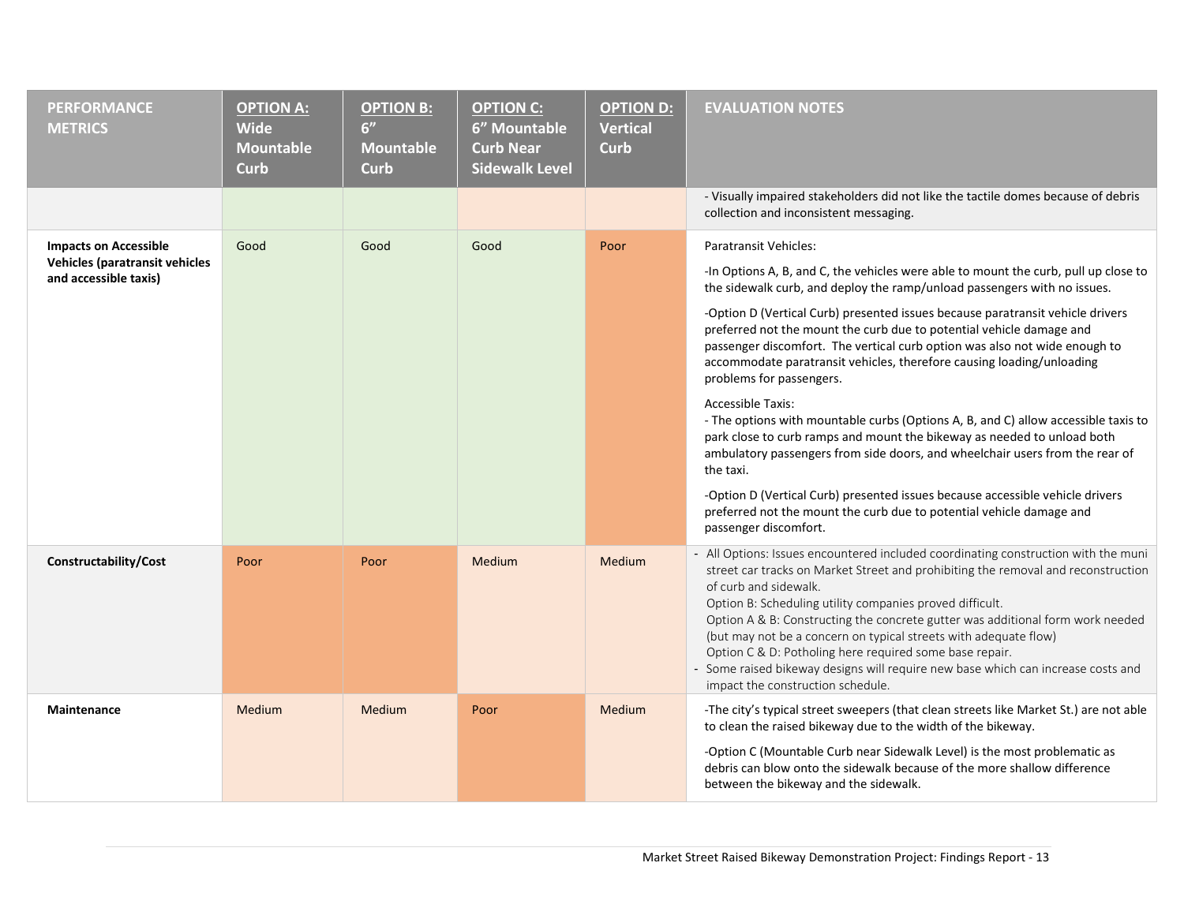| PERFORMANCE METRICS | OPTION A: Wide Mountable Curb | OPTION B: 6" Mountable Curb | OPTION C: 6" Mountable Curb Near Sidewalk Level | OPTION D: Vertical Curb | EVALUATION NOTES |
|---|---|---|---|---|---|
| | | | | | - Visually impaired stakeholders did not like the tactile domes because of debris collection and inconsistent messaging. |
| **Impacts on Accessible Vehicles (paratransit vehicles and accessible taxis)** | Good | Good | Good | Poor | Paratransit Vehicles:<br><br>-In Options A, B, and C, the vehicles were able to mount the curb, pull up close to the sidewalk curb, and deploy the ramp/unload passengers with no issues.<br><br>-Option D (Vertical Curb) presented issues because paratransit vehicle drivers preferred not the mount the curb due to potential vehicle damage and passenger discomfort. The vertical curb option was also not wide enough to accommodate paratransit vehicles, therefore causing loading/unloading problems for passengers.<br><br>Accessible Taxis:<br>- The options with mountable curbs (Options A, B, and C) allow accessible taxis to park close to curb ramps and mount the bikeway as needed to unload both ambulatory passengers from side doors, and wheelchair users from the rear of the taxi.<br><br>-Option D (Vertical Curb) presented issues because accessible vehicle drivers preferred not the mount the curb due to potential vehicle damage and passenger discomfort. |
| **Constructability/Cost** | Poor | Poor | Medium | Medium | - All Options: Issues encountered included coordinating construction with the muni street car tracks on Market Street and prohibiting the removal and reconstruction of curb and sidewalk.<br>Option B: Scheduling utility companies proved difficult.<br>Option A & B: Constructing the concrete gutter was additional form work needed (but may not be a concern on typical streets with adequate flow)<br>Option C & D: Potholing here required some base repair.<br>- Some raised bikeway designs will require new base which can increase costs and impact the construction schedule. |
| **Maintenance** | Medium | Medium | Poor | Medium | -The city's typical street sweepers (that clean streets like Market St.) are not able to clean the raised bikeway due to the width of the bikeway.<br><br>-Option C (Mountable Curb near Sidewalk Level) is the most problematic as debris can blow onto the sidewalk because of the more shallow difference between the bikeway and the sidewalk. |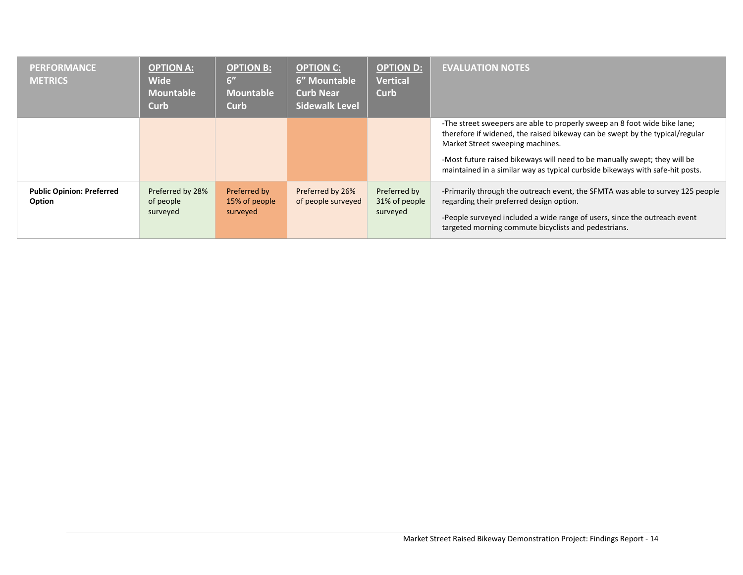| PERFORMANCE METRICS | OPTION A: Wide Mountable Curb | OPTION B: 6” Mountable Curb | OPTION C: 6” Mountable Curb Near Sidewalk Level | OPTION D: Vertical Curb | EVALUATION NOTES |
|---|---|---|---|---|---|
| | | | | | -The street sweepers are able to properly sweep an 8 foot wide bike lane; therefore if widened, the raised bikeway can be swept by the typical/regular Market Street sweeping machines.<br><br>-Most future raised bikeways will need to be manually swept; they will be maintained in a similar way as typical curbside bikeways with safe-hit posts. |
| **Public Opinion: Preferred Option** | Preferred by 28% of people surveyed | Preferred by 15% of people surveyed | Preferred by 26% of people surveyed | Preferred by 31% of people surveyed | -Primarily through the outreach event, the SFMTA was able to survey 125 people regarding their preferred design option.<br><br>-People surveyed included a wide range of users, since the outreach event targeted morning commute bicyclists and pedestrians. |